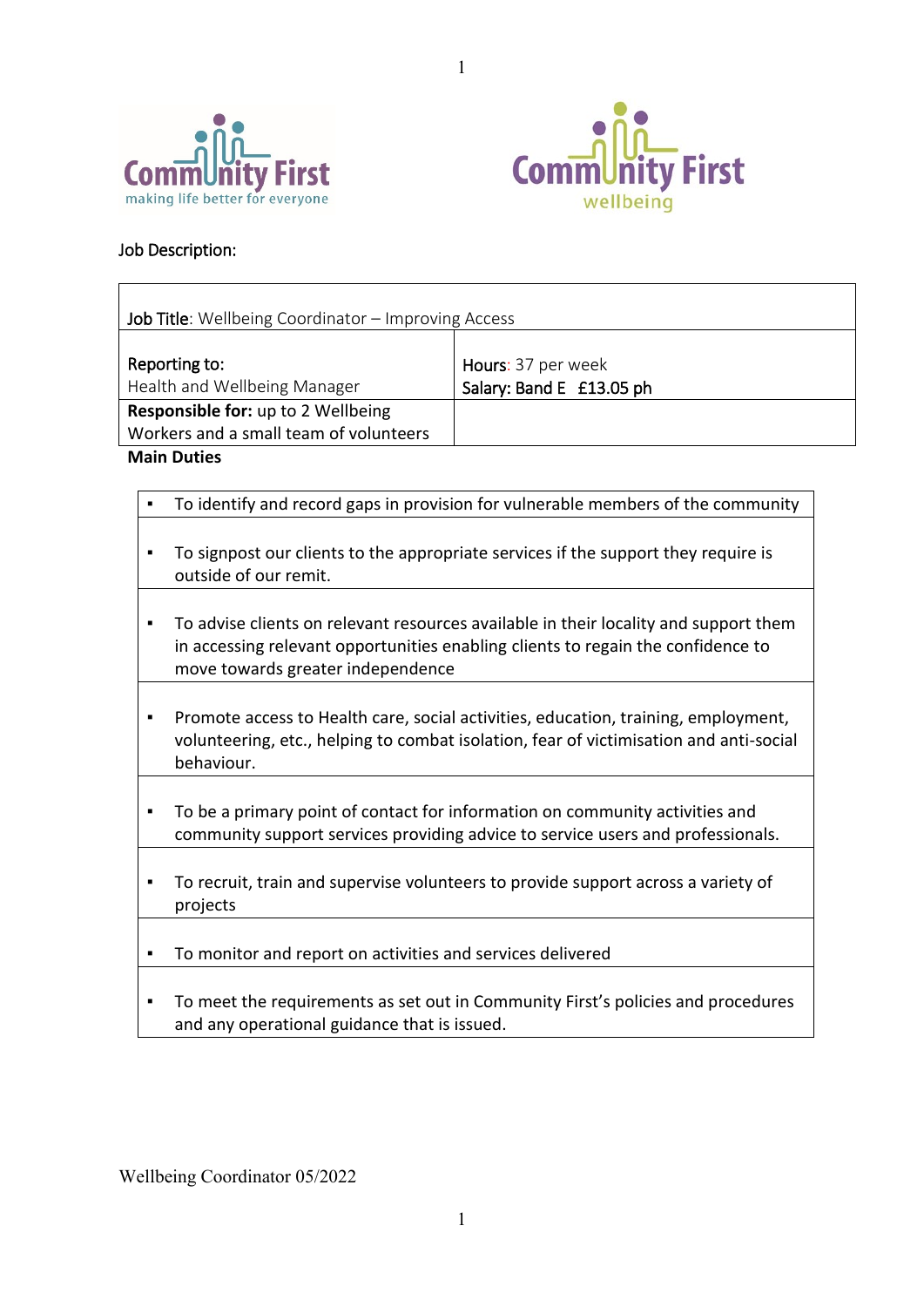Community First – making life better for everyone

Community First – wellbeing

Job Description:

| Job Title: Wellbeing Coordinator – Improving Access | |
|---|---|
| **Reporting to:** Health and Wellbeing Manager | **Hours:** 37 per week<br>**Salary: Band E £13.05 ph** |
| **Responsible for:** up to 2 Wellbeing Workers and a small team of volunteers | |

**Main Duties**

- To identify and record gaps in provision for vulnerable members of the community
- To signpost our clients to the appropriate services if the support they require is outside of our remit.
- To advise clients on relevant resources available in their locality and support them in accessing relevant opportunities enabling clients to regain the confidence to move towards greater independence
- Promote access to Health care, social activities, education, training, employment, volunteering, etc., helping to combat isolation, fear of victimisation and anti-social behaviour.
- To be a primary point of contact for information on community activities and community support services providing advice to service users and professionals.
- To recruit, train and supervise volunteers to provide support across a variety of projects
- To monitor and report on activities and services delivered
- To meet the requirements as set out in Community First's policies and procedures and any operational guidance that is issued.

Wellbeing Coordinator 05/2022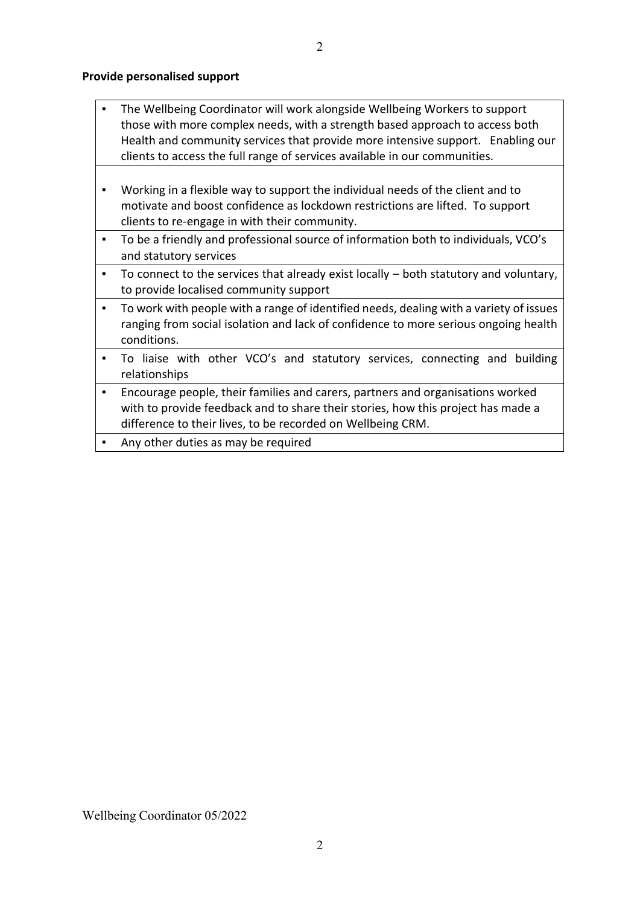**Provide personalised support**

- The Wellbeing Coordinator will work alongside Wellbeing Workers to support those with more complex needs, with a strength based approach to access both Health and community services that provide more intensive support. Enabling our clients to access the full range of services available in our communities.
- Working in a flexible way to support the individual needs of the client and to motivate and boost confidence as lockdown restrictions are lifted. To support clients to re-engage in with their community.
- To be a friendly and professional source of information both to individuals, VCO's and statutory services
- To connect to the services that already exist locally – both statutory and voluntary, to provide localised community support
- To work with people with a range of identified needs, dealing with a variety of issues ranging from social isolation and lack of confidence to more serious ongoing health conditions.
- To liaise with other VCO's and statutory services, connecting and building relationships
- Encourage people, their families and carers, partners and organisations worked with to provide feedback and to share their stories, how this project has made a difference to their lives, to be recorded on Wellbeing CRM.
- Any other duties as may be required

Wellbeing Coordinator 05/2022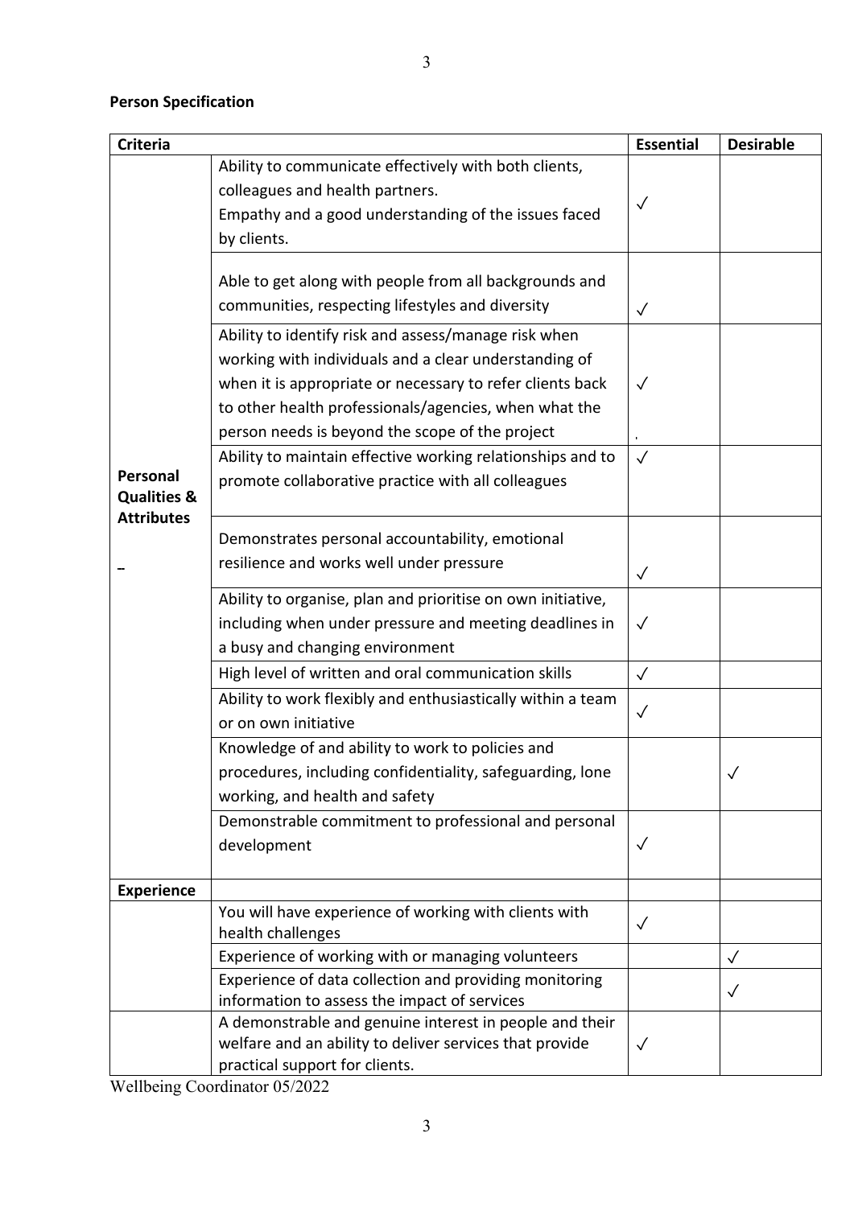**Person Specification**

| Criteria | | Essential | Desirable |
|---|---|---|---|
| Personal Qualities & Attributes | Ability to communicate effectively with both clients, colleagues and health partners. Empathy and a good understanding of the issues faced by clients. | ✓ | |
| | Able to get along with people from all backgrounds and communities, respecting lifestyles and diversity | ✓ | |
| | Ability to identify risk and assess/manage risk when working with individuals and a clear understanding of when it is appropriate or necessary to refer clients back to other health professionals/agencies, when what the person needs is beyond the scope of the project | ✓ | |
| | Ability to maintain effective working relationships and to promote collaborative practice with all colleagues | ✓ | |
| | Demonstrates personal accountability, emotional resilience and works well under pressure | ✓ | |
| | Ability to organise, plan and prioritise on own initiative, including when under pressure and meeting deadlines in a busy and changing environment | ✓ | |
| | High level of written and oral communication skills | ✓ | |
| | Ability to work flexibly and enthusiastically within a team or on own initiative | ✓ | |
| | Knowledge of and ability to work to policies and procedures, including confidentiality, safeguarding, lone working, and health and safety | | ✓ |
| | Demonstrable commitment to professional and personal development | ✓ | |
| **Experience** | | | |
| | You will have experience of working with clients with health challenges | ✓ | |
| | Experience of working with or managing volunteers | | ✓ |
| | Experience of data collection and providing monitoring information to assess the impact of services | | ✓ |
| | A demonstrable and genuine interest in people and their welfare and an ability to deliver services that provide practical support for clients. | ✓ | |

Wellbeing Coordinator 05/2022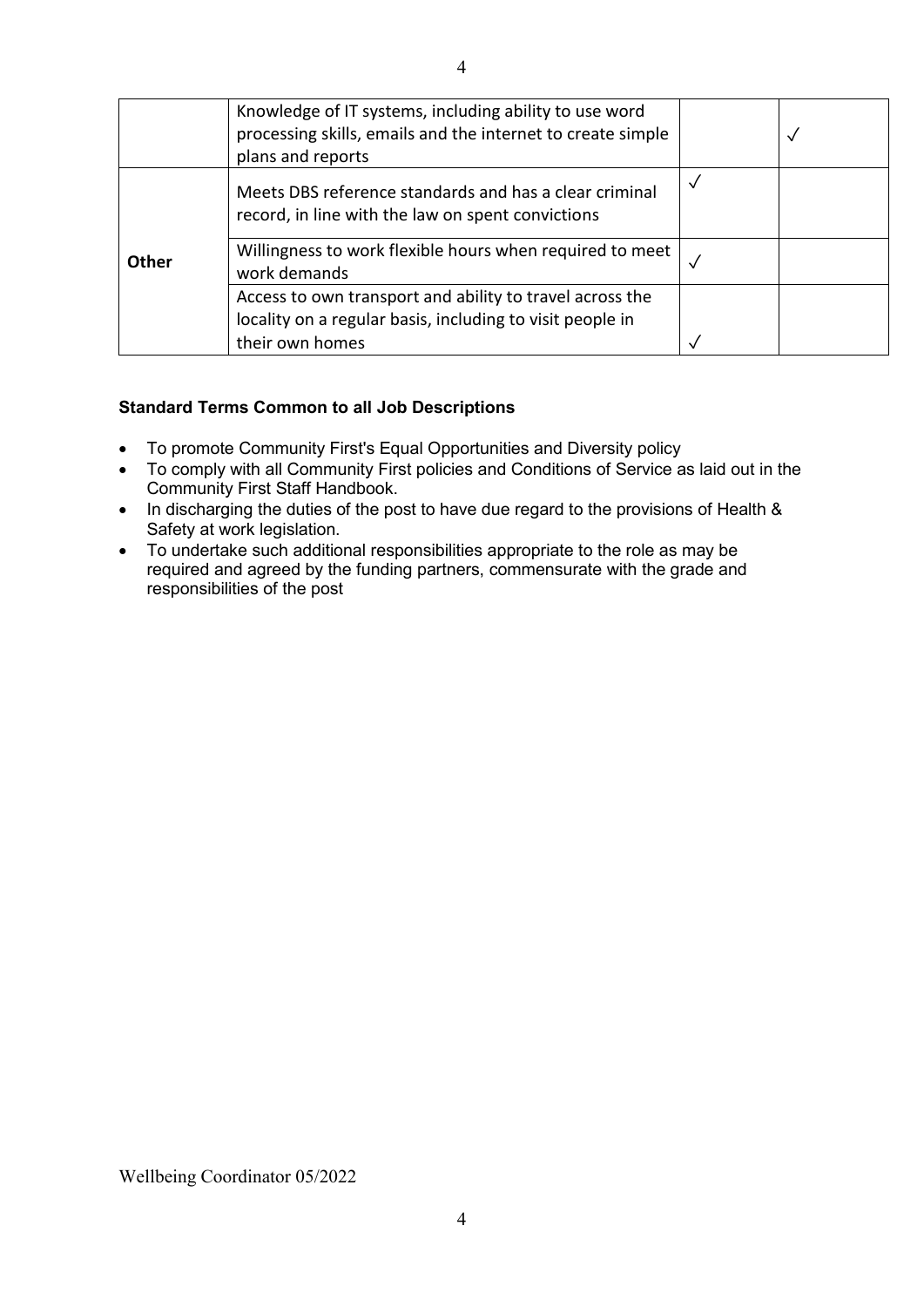| | | | |
|---|---|---|---|
| | Knowledge of IT systems, including ability to use word processing skills, emails and the internet to create simple plans and reports | | ✓ |
| **Other** | Meets DBS reference standards and has a clear criminal record, in line with the law on spent convictions | ✓ | |
| | Willingness to work flexible hours when required to meet work demands | ✓ | |
| | Access to own transport and ability to travel across the locality on a regular basis, including to visit people in their own homes | ✓ | |

**Standard Terms Common to all Job Descriptions**

- To promote Community First's Equal Opportunities and Diversity policy
- To comply with all Community First policies and Conditions of Service as laid out in the Community First Staff Handbook.
- In discharging the duties of the post to have due regard to the provisions of Health & Safety at work legislation.
- To undertake such additional responsibilities appropriate to the role as may be required and agreed by the funding partners, commensurate with the grade and responsibilities of the post